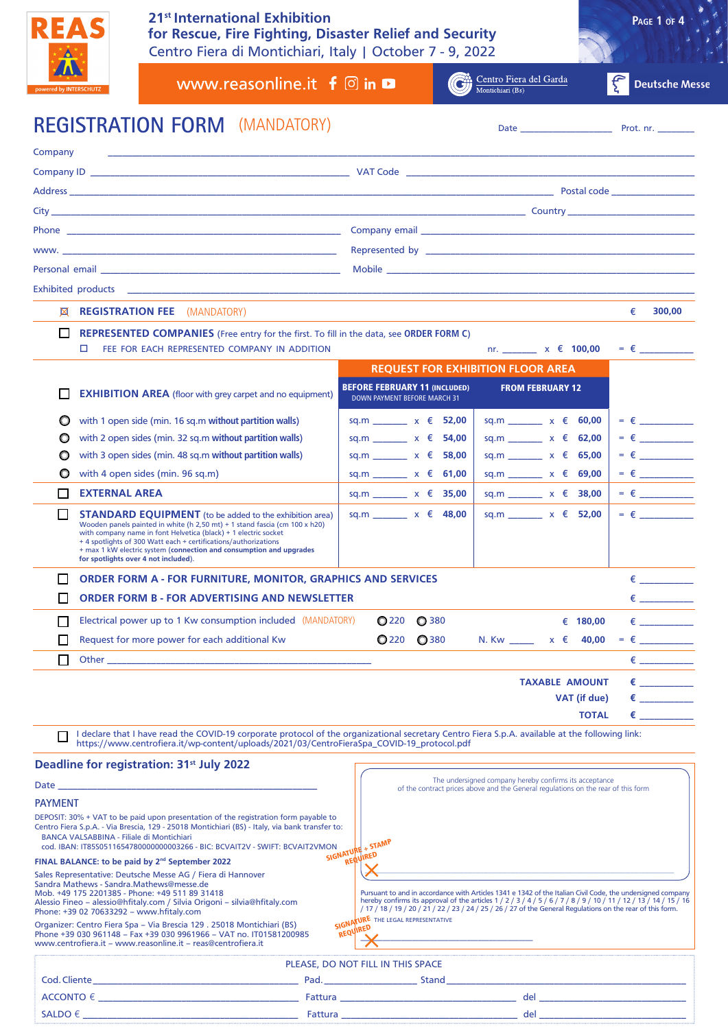# REAS

powered by INTERSCHUTZ

**21st International Exhibition for Rescue, Fire Fighting, Disaster Relief and Security**

Centro Fiera di Montichiari, Italy | October 7 - 9, 2022

www.reasonline.it

Centro Fiera del Garda Montichiari (Bs) — Deutsche Messe

## REGISTRATION FORM (MANDATORY)

Date ________________ Prot. nr. _______

Company ______________________________________________

Company ID ____________________ VAT Code ____________________

Address ______________________________________ Postal code ____________

City ______________________________________ Country ____________

Phone ____________________ Company email ____________________

www. ____________________ Represented by ____________________

Personal email ____________________ Mobile ____________________

Exhibited products ______________________________________________

| | | | € |
|---|---|---|---|
| ☒ **REGISTRATION FEE** (MANDATORY) | | | € 300,00 |
| ☐ **REPRESENTED COMPANIES** (Free entry for the first. To fill in the data, see **ORDER FORM C**) | | | |
| ☐ FEE FOR EACH REPRESENTED COMPANY IN ADDITION | nr. ______ x € 100,00 | | = € ________ |

| | **REQUEST FOR EXHIBITION FLOOR AREA** | | |
|---|---|---|---|
| ☐ **EXHIBITION AREA** (floor with grey carpet and no equipment) | **BEFORE FEBRUARY 11 (INCLUDED)** DOWN PAYMENT BEFORE MARCH 31 | **FROM FEBRUARY 12** | |
| ○ with 1 open side (min. 16 sq.m **without partition walls**) | sq.m ______ x € 52,00 | sq.m ______ x € 60,00 | = € ________ |
| ○ with 2 open sides (min. 32 sq.m **without partition walls**) | sq.m ______ x € 54,00 | sq.m ______ x € 62,00 | = € ________ |
| ○ with 3 open sides (min. 48 sq.m **without partition walls**) | sq.m ______ x € 58,00 | sq.m ______ x € 65,00 | = € ________ |
| ○ with 4 open sides (min. 96 sq.m) | sq.m ______ x € 61,00 | sq.m ______ x € 69,00 | = € ________ |
| ☐ **EXTERNAL AREA** | sq.m ______ x € 35,00 | sq.m ______ x € 38,00 | = € ________ |
| ☐ **STANDARD EQUIPMENT** (to be added to the exhibition area) Wooden panels painted in white (h 2,50 mt) + 1 stand fascia (cm 100 x h20) with company name in font Helvetica (black) + 1 electric socket + 4 spotlights of 300 Watt each + certifications/authorizations + max 1 kW electric system (**connection and consumption and upgrades for spotlights over 4 not included**). | sq.m ______ x € 48,00 | sq.m ______ x € 52,00 | = € ________ |

| | | | |
|---|---|---|---|
| ☐ **ORDER FORM A - FOR FURNITURE, MONITOR, GRAPHICS AND SERVICES** | | | € ________ |
| ☐ **ORDER FORM B - FOR ADVERTISING AND NEWSLETTER** | | | € ________ |
| ☐ Electrical power up to 1 Kw consumption included (MANDATORY) | ○ 220 ○ 380 | € 180,00 | € ________ |
| ☐ Request for more power for each additional Kw | ○ 220 ○ 380 | N. Kw ____ x € 40,00 | = € ________ |
| ☐ Other ______________________________ | | | € ________ |
| | | **TAXABLE AMOUNT** | € ________ |
| | | **VAT (if due)** | € ________ |
| | | **TOTAL** | € ________ |

☐ I declare that I have read the COVID-19 corporate protocol of the organizational secretary Centro Fiera S.p.A. available at the following link: https://www.centrofiera.it/wp-content/uploads/2021/03/CentroFieraSpa_COVID-19_protocol.pdf

### Deadline for registration: 31st July 2022

Date ______________________________

The undersigned company hereby confirms its acceptance of the contract prices above and the General regulations on the rear of this form

SIGNATURE + STAMP REQUIRED ✕

### PAYMENT

DEPOSIT: 30% + VAT to be paid upon presentation of the registration form payable to Centro Fiera S.p.A. - Via Brescia, 129 - 25018 Montichiari (BS) - Italy, via bank transfer to:
BANCA VALSABBINA - Filiale di Montichiari
cod. IBAN: IT85S0511654780000000003266 - BIC: BCAVIT2V - SWIFT: BCAVIT2VMON

**FINAL BALANCE: to be paid by 2nd September 2022**

Pursuant to and in accordance with Articles 1341 e 1342 of the Italian Civil Code, the undersigned company hereby confirms its approval of the articles 1 / 2 / 3 / 4 / 5 / 6 / 7 / 8 / 9 / 10 / 11 / 12 / 13 / 14 / 15 / 16 / 17 / 18 / 19 / 20 / 21 / 22 / 23 / 24 / 25 / 26 / 27 of the General Regulations on the rear of this form.

SIGNATURE REQUIRED — THE LEGAL REPRESENTATIVE ✕

Sales Representative: Deutsche Messe AG / Fiera di Hannover
Sandra Mathews - Sandra.Mathews@messe.de
Mob. +49 175 2201385 - Phone: +49 511 89 31418
Alessio Fineo – alessio@hfitaly.com / Silvia Origoni – silvia@hfitaly.com
Phone: +39 02 70633292 – www.hfitaly.com

Organizer: Centro Fiera Spa – Via Brescia 129 . 25018 Montichiari (BS)
Phone +39 030 961148 – Fax +39 030 9961966 – VAT no. IT01581200985
www.centrofiera.it – www.reasonline.it – reas@centrofiera.it

PLEASE, DO NOT FILL IN THIS SPACE

Cod. Cliente ____________ Pad. ____________ Stand ____________

ACCONTO € ____________ Fattura ____________ del ____________

SALDO € ____________ Fattura ____________ del ____________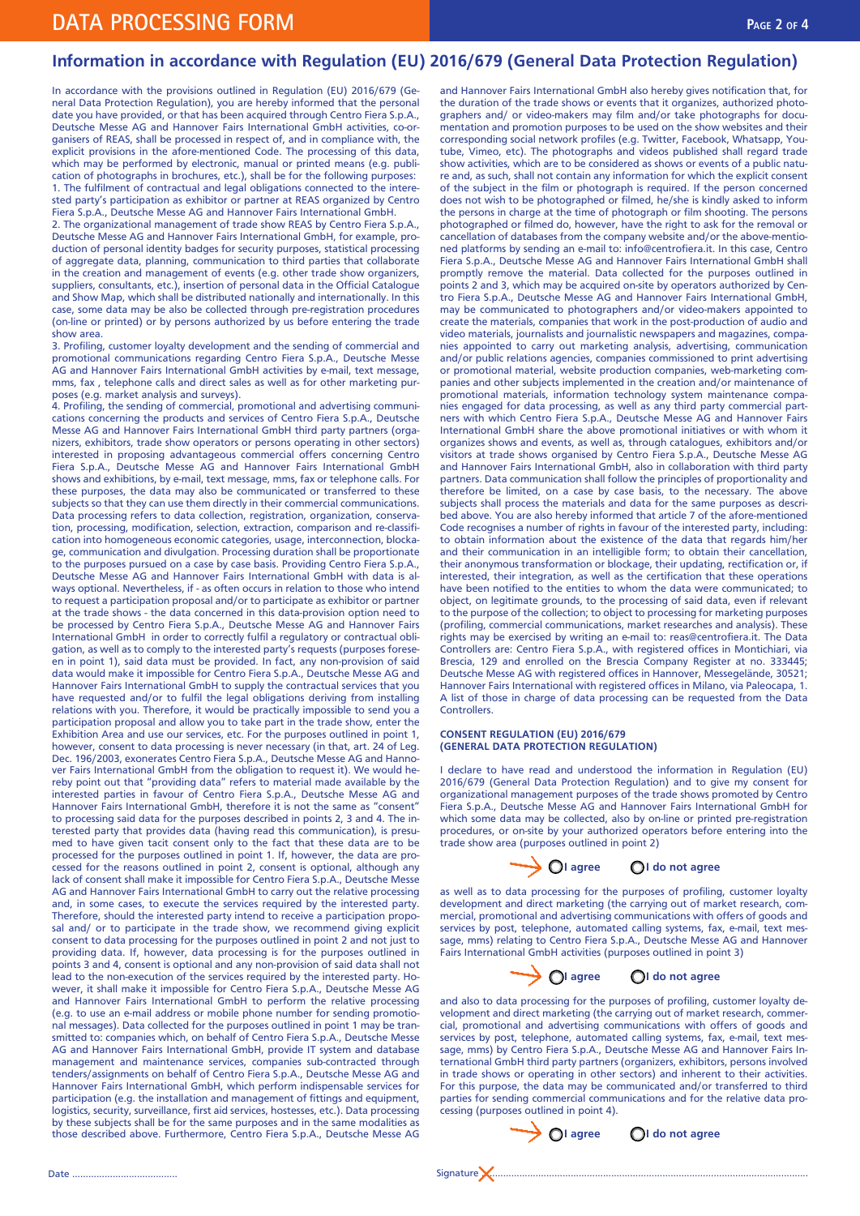# DATA PROCESSING FORM

## Information in accordance with Regulation (EU) 2016/679 (General Data Protection Regulation)

In accordance with the provisions outlined in Regulation (EU) 2016/679 (General Data Protection Regulation), you are hereby informed that the personal date you have provided, or that has been acquired through Centro Fiera S.p.A., Deutsche Messe AG and Hannover Fairs International GmbH activities, co-organisers of REAS, shall be processed in respect of, and in compliance with, the explicit provisions in the afore-mentioned Code. The processing of this data, which may be performed by electronic, manual or printed means (e.g. publication of photographs in brochures, etc.), shall be for the following purposes:

1. The fulfilment of contractual and legal obligations connected to the interested party's participation as exhibitor or partner at REAS organized by Centro Fiera S.p.A., Deutsche Messe AG and Hannover Fairs International GmbH.
2. The organizational management of trade show REAS by Centro Fiera S.p.A., Deutsche Messe AG and Hannover Fairs International GmbH, for example, production of personal identity badges for security purposes, statistical processing of aggregate data, planning, communication to third parties that collaborate in the creation and management of events (e.g. other trade show organizers, suppliers, consultants, etc.), insertion of personal data in the Official Catalogue and Show Map, which shall be distributed nationally and internationally. In this case, some data may be also be collected through pre-registration procedures (on-line or printed) or by persons authorized by us before entering the trade show area.
3. Profiling, customer loyalty development and the sending of commercial and promotional communications regarding Centro Fiera S.p.A., Deutsche Messe AG and Hannover Fairs International GmbH activities by e-mail, text message, mms, fax , telephone calls and direct sales as well as for other marketing purposes (e.g. market analysis and surveys).
4. Profiling, the sending of commercial, promotional and advertising communications concerning the products and services of Centro Fiera S.p.A., Deutsche Messe AG and Hannover Fairs International GmbH third party partners (organizers, exhibitors, trade show operators or persons operating in other sectors) interested in proposing advantageous commercial offers concerning Centro Fiera S.p.A., Deutsche Messe AG and Hannover Fairs International GmbH shows and exhibitions, by e-mail, text message, mms, fax or telephone calls. For these purposes, the data may also be communicated or transferred to these subjects so that they can use them directly in their commercial communications.

Data processing refers to data collection, registration, organization, conservation, processing, modification, selection, extraction, comparison and re-classification into homogeneous economic categories, usage, interconnection, blockage, communication and divulgation. Processing duration shall be proportionate to the purposes pursued on a case by case basis. Providing Centro Fiera S.p.A., Deutsche Messe AG and Hannover Fairs International GmbH with data is always optional. Nevertheless, if - as often occurs in relation to those who intend to request a participation proposal and/or to participate as exhibitor or partner at the trade shows - the data concerned in this data-provision option need to be processed by Centro Fiera S.p.A., Deutsche Messe AG and Hannover Fairs International GmbH in order to correctly fulfil a regulatory or contractual obligation, as well as to comply to the interested party's requests (purposes foreseen in point 1), said data must be provided. In fact, any non-provision of said data would make it impossible for Centro Fiera S.p.A., Deutsche Messe AG and Hannover Fairs International GmbH to supply the contractual services that you have requested and/or to fulfil the legal obligations deriving from installing relations with you. Therefore, it would be practically impossible to send you a participation proposal and allow you to take part in the trade show, enter the Exhibition Area and use our services, etc. For the purposes outlined in point 1, however, consent to data processing is never necessary (in that, art. 24 of Leg. Dec. 196/2003, exonerates Centro Fiera S.p.A., Deutsche Messe AG and Hannover Fairs International GmbH from the obligation to request it). We would hereby point out that "providing data" refers to material made available by the interested parties in favour of Centro Fiera S.p.A., Deutsche Messe AG and Hannover Fairs International GmbH, therefore it is not the same as "consent" to processing said data for the purposes described in points 2, 3 and 4. The interested party that provides data (having read this communication), is presumed to have given tacit consent only to the fact that these data are to be processed for the purposes outlined in point 1. If, however, the data are processed for the reasons outlined in point 2, consent is optional, although any lack of consent shall make it impossible for Centro Fiera S.p.A., Deutsche Messe AG and Hannover Fairs International GmbH to carry out the relevant processing and, in some cases, to execute the services required by the interested party. Therefore, should the interested party intend to receive a participation proposal and/ or to participate in the trade show, we recommend giving explicit consent to data processing for the purposes outlined in point 2 and not just to providing data. If, however, data processing is for the purposes outlined in points 3 and 4, consent is optional and any non-provision of said data shall not lead to the non-execution of the services required by the interested party. However, it shall make it impossible for Centro Fiera S.p.A., Deutsche Messe AG and Hannover Fairs International GmbH to perform the relative processing (e.g. to use an e-mail address or mobile phone number for sending promotional messages). Data collected for the purposes outlined in point 1 may be transmitted to: companies which, on behalf of Centro Fiera S.p.A., Deutsche Messe AG and Hannover Fairs International GmbH, provide IT system and database management and maintenance services, companies sub-contracted through tenders/assignments on behalf of Centro Fiera S.p.A., Deutsche Messe AG and Hannover Fairs International GmbH, which perform indispensable services for participation (e.g. the installation and management of fittings and equipment, logistics, security, surveillance, first aid services, hostesses, etc.). Data processing by these subjects shall be for the same purposes and in the same modalities as those described above. Furthermore, Centro Fiera S.p.A., Deutsche Messe AG and Hannover Fairs International GmbH also hereby gives notification that, for the duration of the trade shows or events that it organizes, authorized photographers and/ or video-makers may film and/or take photographs for documentation and promotion purposes to be used on the show websites and their corresponding social network profiles (e.g. Twitter, Facebook, Whatsapp, Youtube, Vimeo, etc). The photographs and videos published shall regard trade show activities, which are to be considered as shows or events of a public nature and, as such, shall not contain any information for which the explicit consent of the subject in the film or photograph is required. If the person concerned does not wish to be photographed or filmed, he/she is kindly asked to inform the persons in charge at the time of photograph or film shooting. The persons photographed or filmed do, however, have the right to ask for the removal or cancellation of databases from the company website and/or the above-mentioned platforms by sending an e-mail to: info@centrofiera.it. In this case, Centro Fiera S.p.A., Deutsche Messe AG and Hannover Fairs International GmbH shall promptly remove the material. Data collected for the purposes outlined in points 2 and 3, which may be acquired on-site by operators authorized by Centro Fiera S.p.A., Deutsche Messe AG and Hannover Fairs International GmbH, may be communicated to photographers and/or video-makers appointed to create the materials, companies that work in the post-production of audio and video materials, journalists and journalistic newspapers and magazines, companies appointed to carry out marketing analysis, advertising, communication and/or public relations agencies, companies commissioned to print advertising or promotional material, website production companies, web-marketing companies and other subjects implemented in the creation and/or maintenance of promotional materials, information technology system maintenance companies engaged for data processing, as well as any third party commercial partners with which Centro Fiera S.p.A., Deutsche Messe AG and Hannover Fairs International GmbH share the above promotional initiatives or with whom it organizes shows and events, as well as, through catalogues, exhibitors and/or visitors at trade shows organised by Centro Fiera S.p.A., Deutsche Messe AG and Hannover Fairs International GmbH, also in collaboration with third party partners. Data communication shall follow the principles of proportionality and therefore be limited, on a case by case basis, to the necessary. The above subjects shall process the materials and data for the same purposes as described above. You are also hereby informed that article 7 of the afore-mentioned Code recognises a number of rights in favour of the interested party, including: to obtain information about the existence of the data that regards him/her and their communication in an intelligible form; to obtain their cancellation, their anonymous transformation or blockage, their updating, rectification or, if interested, their integration, as well as the certification that these operations have been notified to the entities to whom the data were communicated; to object, on legitimate grounds, to the processing of said data, even if relevant to the purpose of the collection; to object to processing for marketing purposes (profiling, commercial communications, market researches and analysis). These rights may be exercised by writing an e-mail to: reas@centrofiera.it. The Data Controllers are: Centro Fiera S.p.A., with registered offices in Montichiari, via Brescia, 129 and enrolled on the Brescia Company Register at no. 333445; Deutsche Messe AG with registered offices in Hannover, Messegelände, 30521; Hannover Fairs International with registered offices in Milano, via Paleocapa, 1. A list of those in charge of data processing can be requested from the Data Controllers.

### CONSENT REGULATION (EU) 2016/679 (GENERAL DATA PROTECTION REGULATION)

I declare to have read and understood the information in Regulation (EU) 2016/679 (General Data Protection Regulation) and to give my consent for organizational management purposes of the trade shows promoted by Centro Fiera S.p.A., Deutsche Messe AG and Hannover Fairs International GmbH for which some data may be collected, also by on-line or printed pre-registration procedures, or on-site by your authorized operators before entering into the trade show area (purposes outlined in point 2)

○ **I agree** ○ **I do not agree**

as well as to data processing for the purposes of profiling, customer loyalty development and direct marketing (the carrying out of market research, commercial, promotional and advertising communications with offers of goods and services by post, telephone, automated calling systems, fax, e-mail, text message, mms) relating to Centro Fiera S.p.A., Deutsche Messe AG and Hannover Fairs International GmbH activities (purposes outlined in point 3)

○ **I agree** ○ **I do not agree**

and also to data processing for the purposes of profiling, customer loyalty development and direct marketing (the carrying out of market research, commercial, promotional and advertising communications with offers of goods and services by post, telephone, automated calling systems, fax, e-mail, text message, mms) by Centro Fiera S.p.A., Deutsche Messe AG and Hannover Fairs International GmbH third party partners (organizers, exhibitors, persons involved in trade shows or operating in other sectors) and inherent to their activities. For this purpose, the data may be communicated and/or transferred to third parties for sending commercial communications and for the relative data processing (purposes outlined in point 4).

○ **I agree** ○ **I do not agree**

Date ....................................... Signature ✗ ...............................................................................................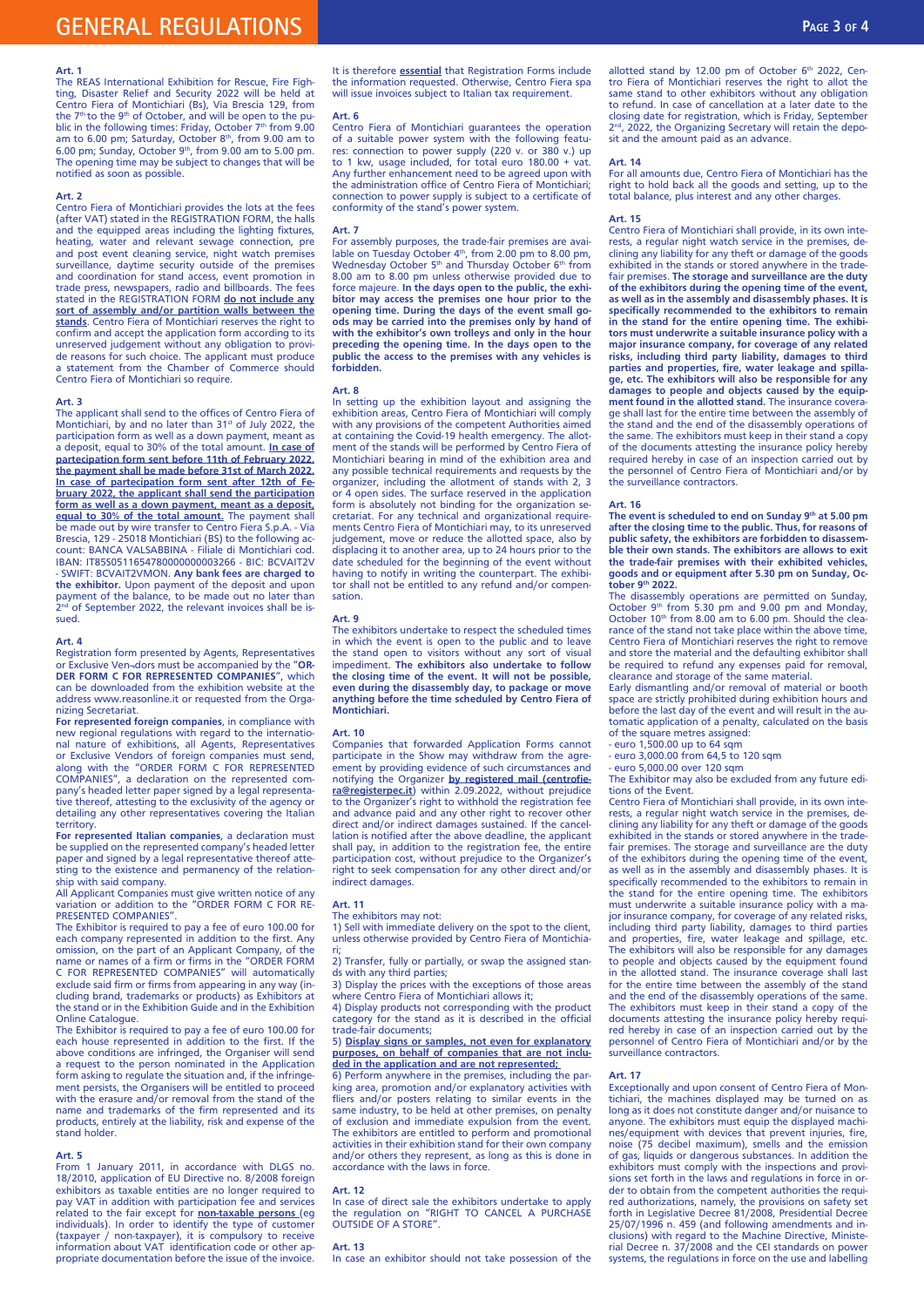# GENERAL REGULATIONS

**Art. 1**
The REAS International Exhibition for Rescue, Fire Fighting, Disaster Relief and Security 2022 will be held at Centro Fiera of Montichiari (Bs), Via Brescia 129, from the 7th to the 9th of October, and will be open to the public in the following times: Friday, October 7th from 9.00 am to 6.00 pm; Saturday, October 8th, from 9.00 am to 6.00 pm; Sunday, October 9th, from 9.00 am to 5.00 pm. The opening time may be subject to changes that will be notified as soon as possible.

**Art. 2**
Centro Fiera of Montichiari provides the lots at the fees (after VAT) stated in the REGISTRATION FORM, the halls and the equipped areas including the lighting fixtures, heating, water and relevant sewage connection, pre and post event cleaning service, night watch premises surveillance, daytime security outside of the premises and coordination for stand access, event promotion in trade press, newspapers, radio and billboards. The fees stated in the REGISTRATION FORM **do not include any sort of assembly and/or partition walls between the stands**. Centro Fiera of Montichiari reserves the right to confirm and accept the application form according to its unreserved judgement without any obligation to provide reasons for such choice. The applicant must produce a statement from the Chamber of Commerce should Centro Fiera of Montichiari so require.

**Art. 3**
The applicant shall send to the offices of Centro Fiera of Montichiari, by and no later than 31st of July 2022, the participation form as well as a down payment, meant as a deposit, equal to 30% of the total amount. **In case of partecipation form sent before 11th of February 2022, the payment shall be made before 31st of March 2022. In case of partecipation form sent after 12th of February 2022, the applicant shall send the participation form as well as a down payment, meant as a deposit, equal to 30% of the total amount.** The payment shall be made out by wire transfer to Centro Fiera S.p.A. - Via Brescia, 129 - 25018 Montichiari (BS) to the following account: BANCA VALSABBINA - Filiale di Montichiari cod. IBAN: IT85S0511654780000000003266 - BIC: BCVAIT2V - SWIFT: BCVAIT2VMON. **Any bank fees are charged to the exhibitor.** Upon payment of the deposit and upon payment of the balance, to be made out no later than 2nd of September 2022, the relevant invoices shall be issued.

**Art. 4**
Registration form presented by Agents, Representatives or Exclusive Vendors must be accompanied by the **"ORDER FORM C FOR REPRESENTED COMPANIES"**, which can be downloaded from the exhibition website at the address www.reasonline.it or requested from the Organizing Secretariat.
**For represented foreign companies**, in compliance with new regional regulations with regard to the international nature of exhibitions, all Agents, Representatives or Exclusive Vendors of foreign companies must send, along with the "ORDER FORM C FOR REPRESENTED COMPANIES", a declaration on the represented company's headed letter paper signed by a legal representative thereof, attesting to the exclusivity of the agency or detailing any other representatives covering the Italian territory.
**For represented Italian companies**, a declaration must be supplied on the represented company's headed letter paper and signed by a legal representative thereof attesting to the existence and permanency of the relationship with said company.
All Applicant Companies must give written notice of any variation or addition to the "ORDER FORM C FOR REPRESENTED COMPANIES".
The Exhibitor is required to pay a fee of euro 100.00 for each company represented in addition to the first. Any omission, on the part of an Applicant Company, of the name or names of a firm or firms in the "ORDER FORM C FOR REPRESENTED COMPANIES" will automatically exclude said firm or firms from appearing in any way (including brand, trademarks or products) as Exhibitors at the stand or in the Exhibition Guide and in the Exhibition Online Catalogue.
The Exhibitor is required to pay a fee of euro 100.00 for each house represented in addition to the first. If the above conditions are infringed, the Organiser will send a request to the person nominated in the Application form asking to regulate the situation and, if the infringement persists, the Organisers will be entitled to proceed with the erasure and/or removal from the stand of the name and trademarks of the firm represented and its products, entirely at the liability, risk and expense of the stand holder.

**Art. 5**
From 1 January 2011, in accordance with DLGS no. 18/2010, application of EU Directive no. 8/2008 foreign exhibitors as taxable entities are no longer required to pay VAT in addition with participation fee and services related to the fair except for **non-taxable persons** (eg individuals). In order to identify the type of customer (taxpayer / non-taxpayer), it is compulsory to receive information about VAT identification code or other appropriate documentation before the issue of the invoice.
It is therefore **essential** that Registration Forms include the information requested. Otherwise, Centro Fiera spa will issue invoices subject to Italian tax requirement.

**Art. 6**
Centro Fiera of Montichiari guarantees the operation of a suitable power system with the following features: connection to power supply (220 v. or 380 v.) up to 1 kw, usage included, for total euro 180.00 + vat. Any further enhancement need to be agreed upon with the administration office of Centro Fiera of Montichiari; connection to power supply is subject to a certificate of conformity of the stand's power system.

**Art. 7**
For assembly purposes, the trade-fair premises are available on Tuesday October 4th, from 2.00 pm to 8.00 pm, Wednesday October 5th and Thursday October 6th from 8.00 am to 8.00 pm unless otherwise provided due to force majeure. **In the days open to the public, the exhibitor may access the premises one hour prior to the opening time. During the days of the event small goods may be carried into the premises only by hand of with the exhibitor's own trolleys and only in the hour preceding the opening time. In the days open to the public the access to the premises with any vehicles is forbidden.**

**Art. 8**
In setting up the exhibition layout and assigning the exhibition areas, Centro Fiera of Montichiari will comply with any provisions of the competent Authorities aimed at containing the Covid-19 health emergency. The allotment of the stands will be performed by Centro Fiera of Montichiari bearing in mind of the exhibition area and any possible technical requirements and requests by the organizer, including the allotment of stands with 2, 3 or 4 open sides. The surface reserved in the application form is absolutely not binding for the organization secretariat. For any technical and organizational requirements Centro Fiera of Montichiari may, to its unreserved judgement, move or reduce the allotted space, also by displacing it to another area, up to 24 hours prior to the date scheduled for the beginning of the event without having to notify in writing the counterpart. The exhibitor shall not be entitled to any refund and/or compensation.

**Art. 9**
The exhibitors undertake to respect the scheduled times in which the event is open to the public and to leave the stand open to visitors without any sort of visual impediment. **The exhibitors also undertake to follow the closing time of the event. It will not be possible, even during the disassembly day, to package or move anything before the time scheduled by Centro Fiera of Montichiari.**

**Art. 10**
Companies that forwarded Application Forms cannot participate in the Show may withdraw from the agreement by providing evidence of such circumstances and notifying the Organizer **by registered mail (centrofiera@registerpec.it)** within 2.09.2022, without prejudice to the Organizer's right to withhold the registration fee and advance paid and any other right to recover other direct and/or indirect damages sustained. If the cancellation is notified after the above deadline, the applicant shall pay, in addition to the registration fee, the entire participation cost, without prejudice to the Organizer's right to seek compensation for any other direct and/or indirect damages.

**Art. 11**
The exhibitors may not:
1) Sell with immediate delivery on the spot to the client, unless otherwise provided by Centro Fiera of Montichiari;
2) Transfer, fully or partially, or swap the assigned stands with any third parties;
3) Display the prices with the exceptions of those areas where Centro Fiera of Montichiari allows it;
4) Display products not corresponding with the product category for the stand as it is described in the official trade-fair documents;
5) **Display signs or samples, not even for explanatory purposes, on behalf of companies that are not included in the application and are not represented;**
6) Perform anywhere in the premises, including the parking area, promotion and/or explanatory activities with fliers and/or posters relating to similar events in the same industry, to be held at other premises, on penalty of exclusion and immediate expulsion from the event. The exhibitors are entitled to perform and promotional activities in their exhibition stand for their own company and/or others they represent, as long as this is done in accordance with the laws in force.

**Art. 12**
In case of direct sale the exhibitors undertake to apply the regulation on "RIGHT TO CANCEL A PURCHASE OUTSIDE OF A STORE".

**Art. 13**
In case an exhibitor should not take possession of the allotted stand by 12.00 pm of October 6th 2022, Centro of Montichiari reserves the right to allot the same stand to other exhibitors without any obligation to refund. In case of cancellation at a later date to the closing date for registration, which is Friday, September 2nd, 2022, the Organizing Secretary will retain the deposit and the amount paid as an advance.

**Art. 14**
For all amounts due, Centro Fiera of Montichiari has the right to hold back all the goods and setting, up to the total balance, plus interest and any other charges.

**Art. 15**
Centro Fiera of Montichiari shall provide, in its own interests, a regular night watch service in the premises, declining any liability for any theft or damage of the goods exhibited in the stands or stored anywhere in the trade-fair premises. **The storage and surveillance are the duty of the exhibitors during the opening time of the event, as well as in the assembly and disassembly phases. It is specifically recommended to the exhibitors to remain in the stand for the entire opening time. The exhibitors must underwrite a suitable insurance policy with a major insurance company, for coverage of any related risks, including third party liability, damages to third parties and properties, fire, water leakage and spillage, etc. The exhibitors will also be responsible for any damages to people and objects caused by the equipment found in the allotted stand.** The insurance coverage shall last for the entire time between the assembly of the stand and the end of the disassembly operations of the same. The exhibitors must keep in their stand a copy of the documents attesting the insurance policy hereby required hereby in case of an inspection carried out by the personnel of Centro Fiera of Montichiari and/or by the surveillance contractors.

**Art. 16**
**The event is scheduled to end on Sunday 9th at 5.00 pm after the closing time to the public. Thus, for reasons of public safety, the exhibitors are forbidden to disassemble their own stands. The exhibitors are allows to exit the trade-fair premises with their exhibited vehicles, goods and or equipment after 5.30 pm on Sunday, October 9th 2022.**
The disassembly operations are permitted on Sunday, October 9th from 5.30 pm and 9.00 pm and Monday, October 10th from 8.00 am to 6.00 pm. Should the clearance of the stand not take place within the above time, Centro Fiera of Montichiari reserves the right to remove and store the material and the defaulting exhibitor shall be required to refund any expenses paid for removal, clearance and storage of the same material.
Early dismantling and/or removal of material or booth space are strictly prohibited during exhibition hours and before the last day of the event and will result in the automatic application of a penalty, calculated on the basis of the square metres assigned:
- euro 1,500.00 up to 64 sqm
- euro 3,000.00 from 64,5 to 120 sqm
- euro 5,000.00 over 120 sqm

The Exhibitor may also be excluded from any future editions of the Event.
Centro Fiera of Montichiari shall provide, in its own interests, a regular night watch service in the premises, declining any liability for any theft or damage of the goods exhibited in the stands or stored anywhere in the trade-fair premises. The storage and surveillance are the duty of the exhibitors during the opening time of the event, as well as in the assembly and disassembly phases. It is specifically recommended to the exhibitors to remain in the stand for the entire opening time. The exhibitors must underwrite a suitable insurance policy with a major insurance company, for coverage of any related risks, including third party liability, damages to third parties and properties, fire, water leakage and spillage, etc. The exhibitors will also be responsible for any damages to people and objects caused by the equipment found in the allotted stand. The insurance coverage shall last for the entire time between the assembly of the stand and the end of the disassembly operations of the same. The exhibitors must keep in their stand a copy of the documents attesting the insurance policy hereby required hereby in case of an inspection carried out by the personnel of Centro Fiera of Montichiari and/or by the surveillance contractors.

**Art. 17**
Exceptionally and upon consent of Centro Fiera of Montichiari, the machines displayed may be turned on as long as it does not constitute danger and/or nuisance to anyone. The exhibitors must equip the displayed machines/equipment with devices that prevent injuries, fire, noise (75 decibel maximum), smells and the emission of gas, liquids or dangerous substances. In addition the exhibitors must comply with the inspections and provisions set forth in the laws and regulations in force in order to obtain from the competent authorities the required authorizations, namely, the provisions on safety set forth in Legislative Decree 81/2008, Presidential Decree 25/07/1996 n. 459 (and following amendments and inclusions) with regard to the Machine Directive, Ministerial Decree n. 37/2008 and the CEI standards on power systems, the regulations in force on the use and labelling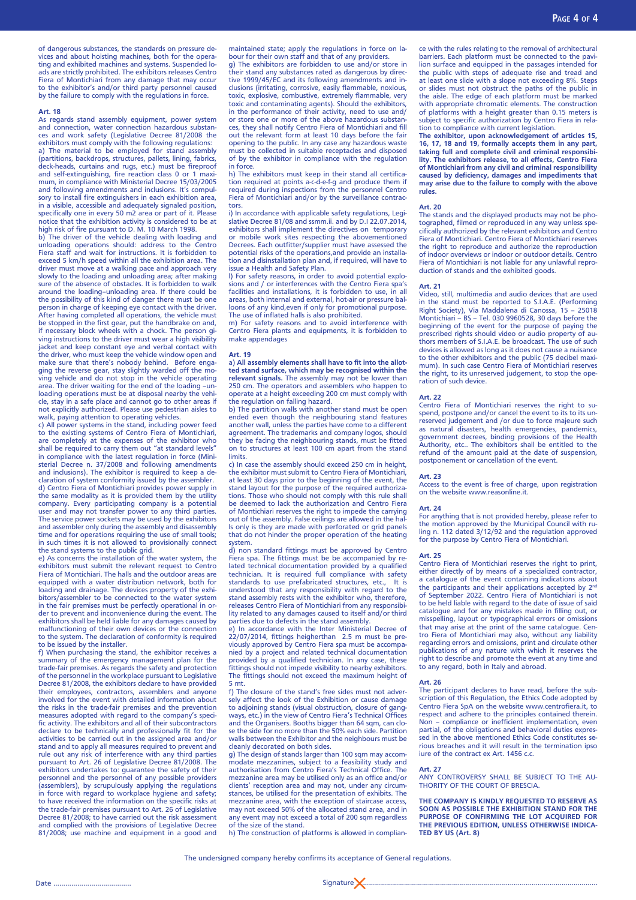of dangerous substances, the standards on pressure devices and about hoisting machines, both for the operating and exhibited machines and systems. Suspended loads are strictly prohibited. The exhibitors releases Centro Fiera of Montichiari from any damage that may occur to the exhibitor's and/or third party personnel caused by the failure to comply with the regulations in force.

### Art. 18

As regards stand assembly equipment, power system and connection, water connection hazardous substances and work safety (Legislative Decree 81/2008 the exhibitors must comply with the following regulations:

a) The material to be employed for stand assembly (partitions, backdrops, structures, pallets, lining, fabrics, deck-heads, curtains and rugs, etc.) must be fireproof and self-extinguishing, fire reaction class 0 or 1 maximum, in compliance with Ministerial Decree 15/03/2005 and following amendments and inclusions. It's compulsory to install fire extinguishers in each exhibition area, in a visible, accessible and adequately signaled position, specifically one in every 50 m2 area or part of it. Please notice that the exhibition activity is considered to be at high risk of fire pursuant to D. M. 10 March 1998.

b) The driver of the vehicle dealing with loading and unloading operations should: address to the Centro Fiera staff and wait for instructions. It is forbidden to exceed 5 km/h speed within all the exhibition area. The driver must move at a walking pace and approach very slowly to the loading and unloading area; after making sure of the absence of obstacles. It is forbidden to walk around the loading–unloading area. If there could be the possibility of this kind of danger there must be one person in charge of keeping eye contact with the driver. After having completed all operations, the vehicle must be stopped in the first gear, put the handbrake on and, if necessary block wheels with a chock. The person giving instructions to the driver must wear a high visibility jacket and keep constant eye and verbal contact with the driver, who must keep the vehicle window open and make sure that there's nobody behind. Before engaging the reverse gear, stay slightly warded off the moving vehicle and do not stop in the vehicle operating area. The driver waiting for the end of the loading –unloading operations must be at disposal nearby the vehicle, stay in a safe place and cannot go to other areas if not explicitly authorized. Please use pedestrian aisles to walk, paying attention to operating vehicles.

c) All power systems in the stand, including power feed to the existing systems of Centro Fiera of Montichiari, are completely at the expenses of the exhibitor who shall be required to carry them out "at standard levels" in compliance with the latest regulation in force (Ministerial Decree n. 37/2008 and following amendments and inclusions). The exhibitor is required to keep a declaration of system conformity issued by the assembler.

d) Centro Fiera of Montichiari provides power supply in the same modality as it is provided them by the utility company. Every participating company is a potential user and may not transfer power to any third parties. The service power sockets may be used by the exhibitors and assembler only during the assembly and disassembly time and for operations requiring the use of small tools; in such times it is not allowed to provisionally connect the stand systems to the public grid.

e) As concerns the installation of the water system, the exhibitors must submit the relevant request to Centro Fiera of Montichiari. The halls and the outdoor areas are equipped with a water distribution network, both for loading and drainage. The devices property of the exhibitors/assembler to be connected to the water system in the fair premises must be perfectly operational in order to prevent and inconvenience during the event. The exhibitors shall be held liable for any damages caused by malfunctioning of their own devices or the connection to the system. The declaration of conformity is required to be issued by the installer.

f) When purchasing the stand, the exhibitor receives a summary of the emergency management plan for the trade-fair premises. As regards the safety and protection of the personnel in the workplace pursuant to Legislative Decree 81/2008, the exhibitors declare to have provided their employees, contractors, assemblers and anyone involved for the event with detailed information about the risks in the trade-fair premises and the prevention measures adopted with regard to the company's specific activity. The exhibitors and all of their subcontractors declare to be technically and professionally fit for the activities to be carried out in the assigned area and/or stand and to apply all measures required to prevent and rule out any risk of interference with any third parties pursuant to Art. 26 of Legislative Decree 81/2008. The exhibitors undertakes to: guarantee the safety of their personnel and the personnel of any possible providers (assemblers), by scrupulously applying the regulations in force with regard to workplace hygiene and safety; to have received the information on the specific risks at the trade-fair premises pursuant to Art. 26 of Legislative Decree 81/2008; to have carried out the risk assessment and complied with the provisions of Legislative Decree 81/2008; use machine and equipment in a good and maintained state; apply the regulations in force on labour for their own staff and that of any providers.

g) The exhibitors are forbidden to use and/or store in their stand any substances rated as dangerous by directive 1999/45/EC and its following amendments and inclusions (irritating, corrosive, easily flammable, noxious, toxic, explosive, combustive, extremely flammable, very toxic and contaminating agents). Should the exhibitors, in the performance of their activity, need to use and/or store one or more of the above hazardous substances, they shall notify Centro Fiera of Montichiari and fill out the relevant form at least 10 days before the fair opening to the public. In any case any hazardous waste must be collected in suitable receptacles and disposed of by the exhibitor in compliance with the regulation in force.

h) The exhibitors must keep in their stand all certification required at points a-c-d-e-f-g and produce them if required during inspections from the personnel Centro Fiera of Montichiari and/or by the surveillance contractors.

i) In accordance with applicable safety regulations, Legislative Decree 81/08 and ssmm.ii. and by D.I 22.07.2014, exhibitors shall implement the directives on temporary or mobile work sites respecting the abovementioned Decrees. Each outfitter/supplier must have assessed the potential risks of the operations,and provide an installation and disinstallation plan and, if required, will have to issue a Health and Safety Plan.

l) For safety reasons, in order to avoid potential explosions and / or interferences with the Centro Fiera spa's facilities and installations, it is forbidden to use, in all areas, both internal and external, hot-air or pressure balloons of any kind,even if only for promotional purpose. The use of inflated halls is also prohibited.

m) For safety reasons and to avoid interference with Centro Fiera plants and equipments, it is forbidden to make appendages

### Art. 19

a) **All assembly elements shall have to fit into the allotted stand surface, which may be recognised within the relevant signals.** The assembly may not be lower than 250 cm. The operators and assemblers who happen to operate at a height exceeding 200 cm must comply with the regulation on falling hazard.

b) The partition walls with another stand must be open ended even though the neighbouring stand features another wall, unless the parties have come to a different agreement. The trademarks and company logos, should they be facing the neighbouring stands, must be fitted on to structures at least 100 cm apart from the stand limits.

c) In case the assembly should exceed 250 cm in height, the exhibitor must submit to Centro Fiera of Montichiari, at least 30 days prior to the beginning of the event, the stand layout for the purpose of the required authorizations. Those who should not comply with this rule shall be deemed to lack the authorization and Centro Fiera of Montichiari reserves the right to impede the carrying out of the assembly. False ceilings are allowed in the halls only is they are made with perforated or grid panels that do not hinder the proper operation of the heating system.

d) non standard fittings must be approved by Centro Fiera spa. The fittings must be be accompanied by related technical documentation provided by a qualified technician. It is required full compliance with safety standards to use prefabricated structures, etc., It is understood that any responsibility with regard to the stand assembly rests with the exhibitor who, therefore, releases Centro Fiera of Montichiari from any responsibility related to any damages caused to itself and/or third parties due to defects in the stand assembly.

e) In accordance with the Inter Ministerial Decree of 22/07/2014, fittings heigherthan 2.5 m must be previously approved by Centro Fiera spa must be accompanied by a project and related technical documentation provided by a qualified technician. In any case, these fittings should not impede visibility to nearby exhibitors. The fittings should not exceed the maximum height of 5 mt.

f) The closure of the stand's free sides must not adversely affect the look of the Exhibition or cause damage to adjoining stands (visual obstruction, closure of gangways, etc.) in the view of Centro Fiera's Technical Offices and the Organisers. Booths bigger than 64 sqm, can close the side for no more than the 50% each side. Partition walls between the Exhibitor and the neighbours must be cleanly decorated on both sides.

g) The design of stands larger than 100 sqm may accommodate mezzanines, subject to a feasibility study and authorisation from Centro Fiera's Technical Office. The mezzanine area may be utilised only as an office and/or clients' reception area and may not, under any circumstances, be utilised for the presentation of exhibits. The mezzanine area, with the exception of staircase access, may not exceed 50% of the allocated stand area, and in any event may not exceed a total of 200 sqm regardless of the size of the stand.

h) The construction of platforms is allowed in compliance with the rules relating to the removal of architectural barriers. Each platform must be connected to the pavilion surface and equipped in the passages intended for the public with steps of adequate rise and tread and at least one slide with a slope not exceeding 8%. Steps or slides must not obstruct the paths of the public in the aisle. The edge of each platform must be marked with appropriate chromatic elements. The construction of platforms with a height greater than 0.15 meters is subject to specific authorization by Centro Fiera in relation to compliance with current legislation.

**The exhibitor, upon acknowledgement of articles 15, 16, 17, 18 and 19, formally accepts them in any part, taking full and complete civil and criminal responsibility. The exhibitors release, to all effects, Centro Fiera of Montichiari from any civil and criminal responsibility caused by deficiency, damages and impediments that may arise due to the failure to comply with the above rules.**

### Art. 20

The stands and the displayed products may not be photographed, filmed or reproduced in any way unless specifically authorized by the relevant exhibitors and Centro Fiera of Montichiari. Centro Fiera of Montichiari reserves the right to reproduce and authorize the reproduction of indoor overviews or indoor or outdoor details. Centro Fiera of Montichiari is not liable for any unlawful reproduction of stands and the exhibited goods.

### Art. 21

Video, still, multimedia and audio devices that are used in the stand must be reported to S.I.A.E. (Performing Right Society), Via Maddalena di Canossa, 15 – 25018 Montichiari – BS – Tel. 030 9960528, 30 days before the beginning of the event for the purpose of paying the prescribed rights should video or audio property of authors members of S.I.A.E. be broadcast. The use of such devices is allowed as long as it does not cause a nuisance to the other exhibitors and the public (75 decibel maximum). In such case Centro Fiera of Montichiari reserves the right, to its unreserved judgement, to stop the operation of such device.

### Art. 22

Centro Fiera of Montichiari reserves the right to suspend, postpone and/or cancel the event to its to its unreserved judgement and /or due to force majeure such as natural disasters, health emergencies, pandemics, government decrees, binding provisions of the Health Authority, etc.. The exhibitors shall be entitled to the refund of the amount paid at the date of suspension, postponement or cancellation of the event.

### Art. 23

Access to the event is free of charge, upon registration on the website www.reasonline.it.

### Art. 24

For anything that is not provided hereby, please refer to the motion approved by the Municipal Council with ruling n. 112 dated 3/12/92 and the regulation approved for the purpose by Centro Fiera of Montichiari.

### Art. 25

Centro Fiera of Montichiari reserves the right to print, either directly of by means of a specialized contractor, a catalogue of the event containing indications about the participants and their applications accepted by 2nd of September 2022. Centro Fiera of Montichiari is not to be held liable with regard to the date of issue of said catalogue and for any mistakes made in filling out, or misspelling, layout or typographical errors or omissions that may arise at the print of the same catalogue. Centro Fiera of Montichiari may also, without any liability regarding errors and omissions, print and circulate other publications of any nature with which it reserves the right to describe and promote the event at any time and to any regard, both in Italy and abroad.

### Art. 26

The participant declares to have read, before the subscription of this Regulation, the Ethics Code adopted by Centro Fiera SpA on the website www.centrofiera.it, to respect and adhere to the principles contained therein. Non – compliance or inefficient implementation, even partial, of the obligations and behavioral duties expressed in the above mentioned Ethics Code constitutes serious breaches and it will result in the termination ipso iure of the contract ex Art. 1456 c.c.

### Art. 27

ANY CONTROVERSY SHALL BE SUBJECT TO THE AUTHORITY OF THE COURT OF BRESCIA.

**THE COMPANY IS KINDLY REQUESTED TO RESERVE AS SOON AS POSSIBLE THE EXHIBITION STAND FOR THE PURPOSE OF CONFIRMING THE LOT ACQUIRED FOR THE PREVIOUS EDITION, UNLESS OTHERWISE INDICATED BY US (Art. 8)**

The undersigned company hereby confirms its acceptance of General regulations.

Date ......................................  Signature X........................................................................................................